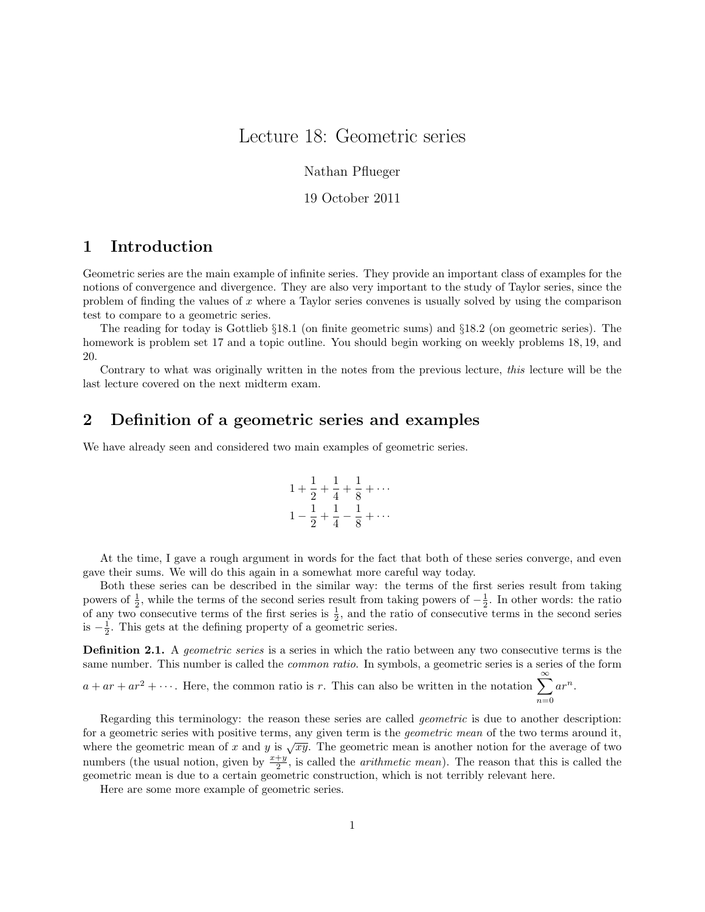# Lecture 18: Geometric series

Nathan Pflueger

19 October 2011

## 1 Introduction

Geometric series are the main example of infinite series. They provide an important class of examples for the notions of convergence and divergence. They are also very important to the study of Taylor series, since the problem of finding the values of $x$ where a Taylor series convenes is usually solved by using the comparison test to compare to a geometric series.

The reading for today is Gottlieb §18.1 (on finite geometric sums) and §18.2 (on geometric series). The homework is problem set 17 and a topic outline. You should begin working on weekly problems 18, 19, and 20.

Contrary to what was originally written in the notes from the previous lecture, *this* lecture will be the last lecture covered on the next midterm exam.

## 2 Definition of a geometric series and examples

We have already seen and considered two main examples of geometric series.

$$1 + \frac{1}{2} + \frac{1}{4} + \frac{1}{8} + \cdots$$
$$1 - \frac{1}{2} + \frac{1}{4} - \frac{1}{8} + \cdots$$

At the time, I gave a rough argument in words for the fact that both of these series converge, and even gave their sums. We will do this again in a somewhat more careful way today.

Both these series can be described in the similar way: the terms of the first series result from taking powers of $\frac{1}{2}$, while the terms of the second series result from taking powers of $-\frac{1}{2}$. In other words: the ratio of any two consecutive terms of the first series is $\frac{1}{2}$, and the ratio of consecutive terms in the second series is $-\frac{1}{2}$. This gets at the defining property of a geometric series.

**Definition 2.1.** A *geometric series* is a series in which the ratio between any two consecutive terms is the same number. This number is called the *common ratio*. In symbols, a geometric series is a series of the form $a + ar + ar^2 + \cdots$. Here, the common ratio is $r$. This can also be written in the notation $\sum_{n=0}^{\infty} ar^n$.

Regarding this terminology: the reason these series are called *geometric* is due to another description: for a geometric series with positive terms, any given term is the *geometric mean* of the two terms around it, where the geometric mean of $x$ and $y$ is $\sqrt{xy}$. The geometric mean is another notion for the average of two numbers (the usual notion, given by $\frac{x+y}{2}$, is called the *arithmetic mean*). The reason that this is called the geometric mean is due to a certain geometric construction, which is not terribly relevant here.

Here are some more example of geometric series.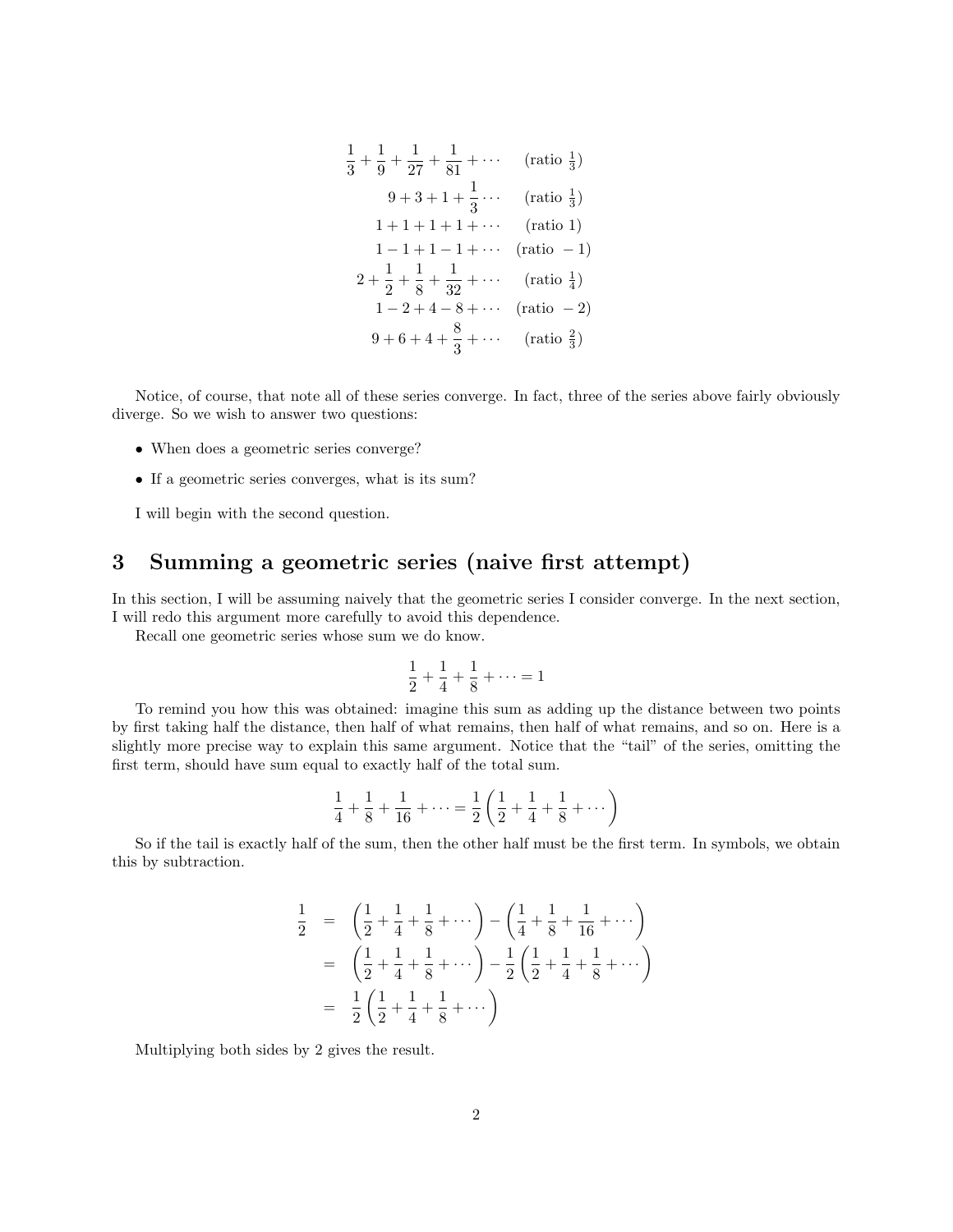$$
\begin{aligned}
\frac{1}{3}+\frac{1}{9}+\frac{1}{27}+\frac{1}{81}+\cdots &\quad (\text{ratio } \tfrac{1}{3}) \\
9+3+1+\frac{1}{3}\cdots &\quad (\text{ratio } \tfrac{1}{3}) \\
1+1+1+1+1+\cdots &\quad (\text{ratio } 1) \\
1-1+1-1+\cdots &\quad (\text{ratio } -1) \\
2+\frac{1}{2}+\frac{1}{8}+\frac{1}{32}+\cdots &\quad (\text{ratio } \tfrac{1}{4}) \\
1-2+4-8+\cdots &\quad (\text{ratio } -2) \\
9+6+4+\frac{8}{3}+\cdots &\quad (\text{ratio } \tfrac{2}{3})
\end{aligned}
$$

Notice, of course, that note all of these series converge. In fact, three of the series above fairly obviously diverge. So we wish to answer two questions:

- When does a geometric series converge?
- If a geometric series converges, what is its sum?

I will begin with the second question.

## 3 Summing a geometric series (naive first attempt)

In this section, I will be assuming naively that the geometric series I consider converge. In the next section, I will redo this argument more carefully to avoid this dependence.

Recall one geometric series whose sum we do know.

$$\frac{1}{2}+\frac{1}{4}+\frac{1}{8}+\cdots=1$$

To remind you how this was obtained: imagine this sum as adding up the distance between two points by first taking half the distance, then half of what remains, then half of what remains, and so on. Here is a slightly more precise way to explain this same argument. Notice that the "tail" of the series, omitting the first term, should have sum equal to exactly half of the total sum.

$$\frac{1}{4}+\frac{1}{8}+\frac{1}{16}+\cdots=\frac{1}{2}\left(\frac{1}{2}+\frac{1}{4}+\frac{1}{8}+\cdots\right)$$

So if the tail is exactly half of the sum, then the other half must be the first term. In symbols, we obtain this by subtraction.

$$
\begin{aligned}
\frac{1}{2} &= \left(\frac{1}{2}+\frac{1}{4}+\frac{1}{8}+\cdots\right)-\left(\frac{1}{4}+\frac{1}{8}+\frac{1}{16}+\cdots\right) \\
&= \left(\frac{1}{2}+\frac{1}{4}+\frac{1}{8}+\cdots\right)-\frac{1}{2}\left(\frac{1}{2}+\frac{1}{4}+\frac{1}{8}+\cdots\right) \\
&= \frac{1}{2}\left(\frac{1}{2}+\frac{1}{4}+\frac{1}{8}+\cdots\right)
\end{aligned}
$$

Multiplying both sides by 2 gives the result.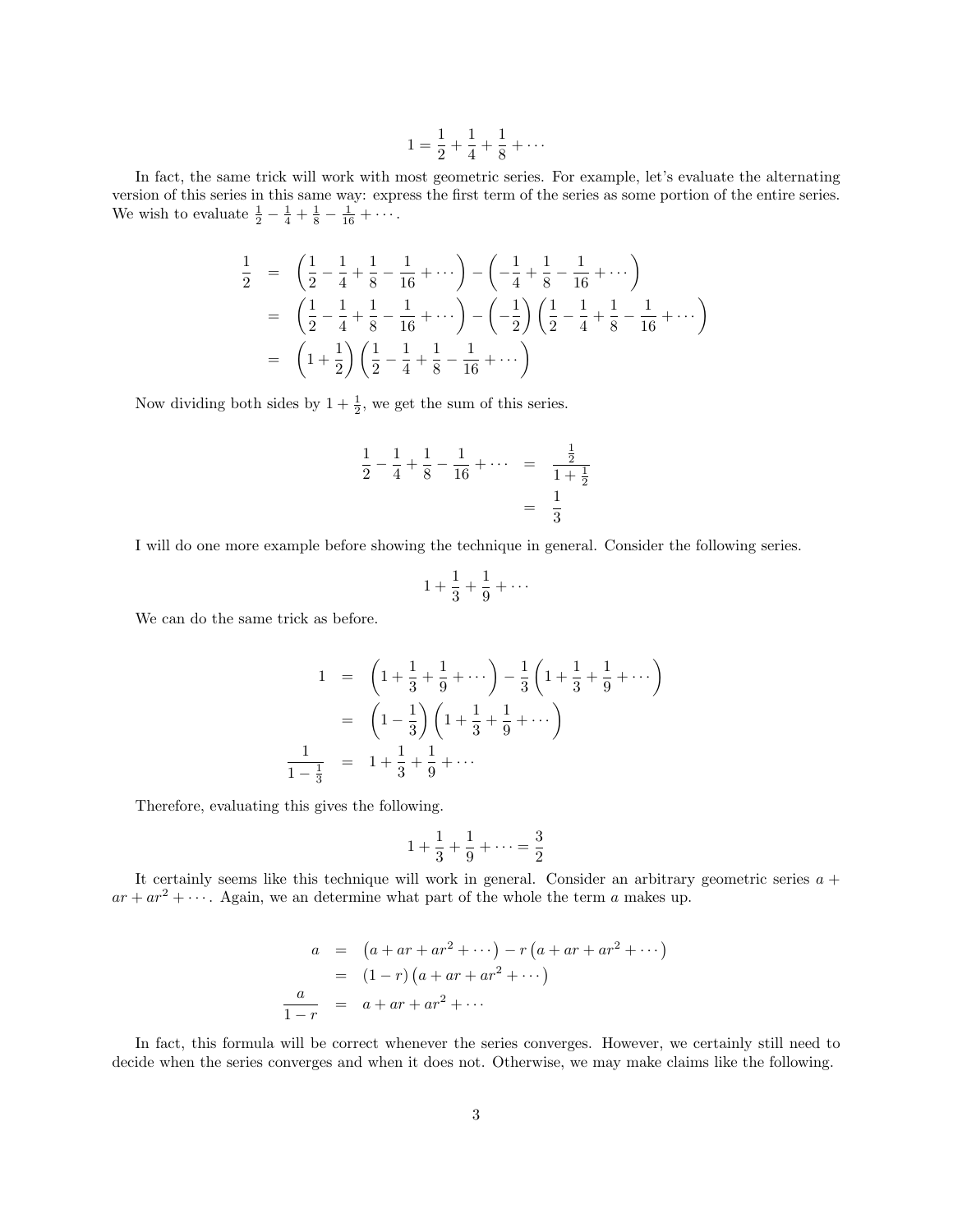$$1 = \frac{1}{2} + \frac{1}{4} + \frac{1}{8} + \cdots$$

In fact, the same trick will work with most geometric series. For example, let's evaluate the alternating version of this series in this same way: express the first term of the series as some portion of the entire series. We wish to evaluate $\frac{1}{2} - \frac{1}{4} + \frac{1}{8} - \frac{1}{16} + \cdots$.

$$\begin{aligned}
\frac{1}{2} &= \left(\frac{1}{2} - \frac{1}{4} + \frac{1}{8} - \frac{1}{16} + \cdots\right) - \left(-\frac{1}{4} + \frac{1}{8} - \frac{1}{16} + \cdots\right) \\
&= \left(\frac{1}{2} - \frac{1}{4} + \frac{1}{8} - \frac{1}{16} + \cdots\right) - \left(-\frac{1}{2}\right)\left(\frac{1}{2} - \frac{1}{4} + \frac{1}{8} - \frac{1}{16} + \cdots\right) \\
&= \left(1 + \frac{1}{2}\right)\left(\frac{1}{2} - \frac{1}{4} + \frac{1}{8} - \frac{1}{16} + \cdots\right)
\end{aligned}$$

Now dividing both sides by $1 + \frac{1}{2}$, we get the sum of this series.

$$\begin{aligned}
\frac{1}{2} - \frac{1}{4} + \frac{1}{8} - \frac{1}{16} + \cdots &= \frac{\frac{1}{2}}{1 + \frac{1}{2}} \\
&= \frac{1}{3}
\end{aligned}$$

I will do one more example before showing the technique in general. Consider the following series.

$$1 + \frac{1}{3} + \frac{1}{9} + \cdots$$

We can do the same trick as before.

$$\begin{aligned}
1 &= \left(1 + \frac{1}{3} + \frac{1}{9} + \cdots\right) - \frac{1}{3}\left(1 + \frac{1}{3} + \frac{1}{9} + \cdots\right) \\
&= \left(1 - \frac{1}{3}\right)\left(1 + \frac{1}{3} + \frac{1}{9} + \cdots\right) \\
\frac{1}{1 - \frac{1}{3}} &= 1 + \frac{1}{3} + \frac{1}{9} + \cdots
\end{aligned}$$

Therefore, evaluating this gives the following.

$$1 + \frac{1}{3} + \frac{1}{9} + \cdots = \frac{3}{2}$$

It certainly seems like this technique will work in general. Consider an arbitrary geometric series $a + ar + ar^2 + \cdots$. Again, we an determine what part of the whole the term $a$ makes up.

$$\begin{aligned}
a &= \left(a + ar + ar^2 + \cdots\right) - r\left(a + ar + ar^2 + \cdots\right) \\
&= (1 - r)\left(a + ar + ar^2 + \cdots\right) \\
\frac{a}{1 - r} &= a + ar + ar^2 + \cdots
\end{aligned}$$

In fact, this formula will be correct whenever the series converges. However, we certainly still need to decide when the series converges and when it does not. Otherwise, we may make claims like the following.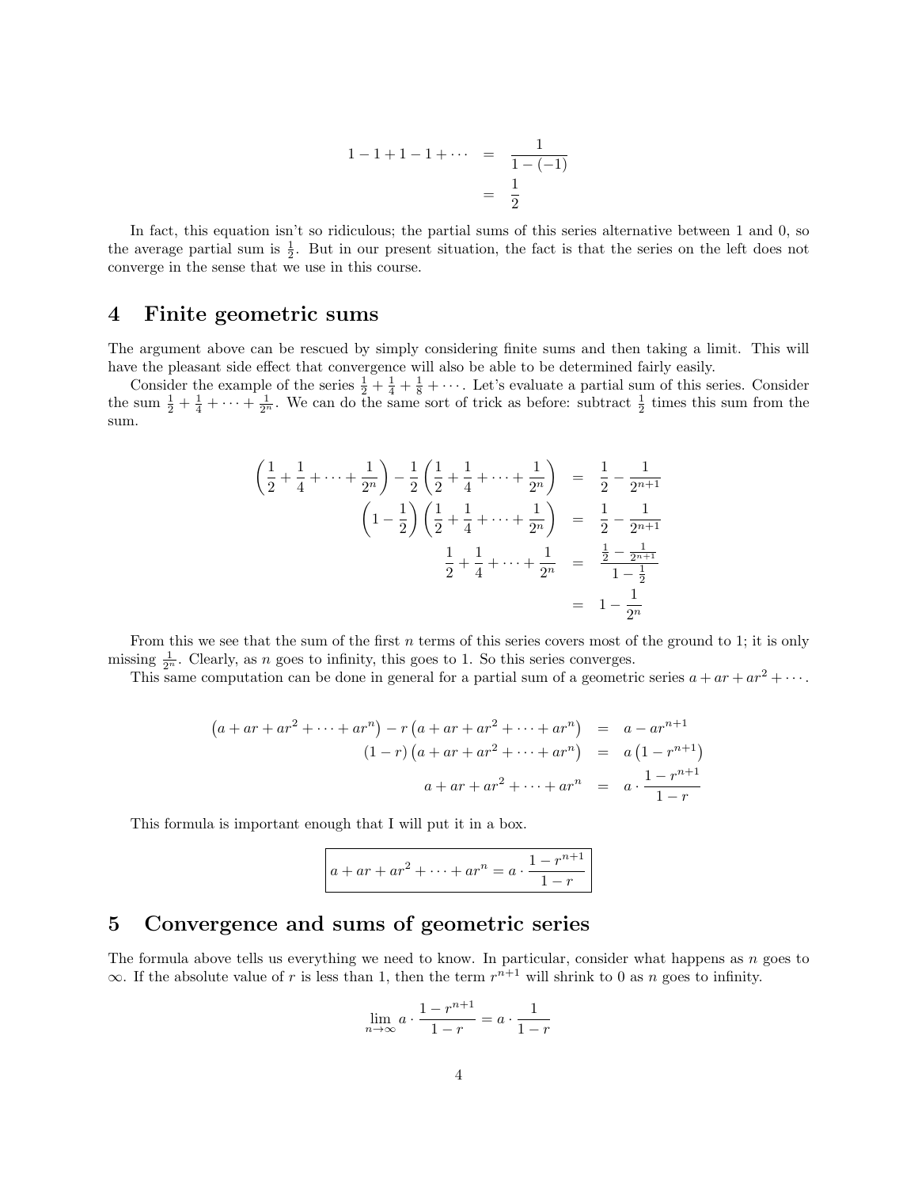$$
\begin{aligned}
1 - 1 + 1 - 1 + \cdots &= \frac{1}{1-(-1)} \\
&= \frac{1}{2}
\end{aligned}
$$

In fact, this equation isn't so ridiculous; the partial sums of this series alternative between 1 and 0, so the average partial sum is $\frac{1}{2}$. But in our present situation, the fact is that the series on the left does not converge in the sense that we use in this course.

## 4 Finite geometric sums

The argument above can be rescued by simply considering finite sums and then taking a limit. This will have the pleasant side effect that convergence will also be able to be determined fairly easily.

Consider the example of the series $\frac{1}{2} + \frac{1}{4} + \frac{1}{8} + \cdots$. Let's evaluate a partial sum of this series. Consider the sum $\frac{1}{2} + \frac{1}{4} + \cdots + \frac{1}{2^n}$. We can do the same sort of trick as before: subtract $\frac{1}{2}$ times this sum from the sum.

$$
\begin{aligned}
\left(\frac{1}{2} + \frac{1}{4} + \cdots + \frac{1}{2^n}\right) - \frac{1}{2}\left(\frac{1}{2} + \frac{1}{4} + \cdots + \frac{1}{2^n}\right) &= \frac{1}{2} - \frac{1}{2^{n+1}} \\
\left(1 - \frac{1}{2}\right)\left(\frac{1}{2} + \frac{1}{4} + \cdots + \frac{1}{2^n}\right) &= \frac{1}{2} - \frac{1}{2^{n+1}} \\
\frac{1}{2} + \frac{1}{4} + \cdots + \frac{1}{2^n} &= \frac{\frac{1}{2} - \frac{1}{2^{n+1}}}{1 - \frac{1}{2}} \\
&= 1 - \frac{1}{2^n}
\end{aligned}
$$

From this we see that the sum of the first $n$ terms of this series covers most of the ground to 1; it is only missing $\frac{1}{2^n}$. Clearly, as $n$ goes to infinity, this goes to 1. So this series converges.

This same computation can be done in general for a partial sum of a geometric series $a + ar + ar^2 + \cdots$.

$$
\begin{aligned}
\left(a + ar + ar^2 + \cdots + ar^n\right) - r\left(a + ar + ar^2 + \cdots + ar^n\right) &= a - ar^{n+1} \\
(1-r)\left(a + ar + ar^2 + \cdots + ar^n\right) &= a\left(1 - r^{n+1}\right) \\
a + ar + ar^2 + \cdots + ar^n &= a \cdot \frac{1 - r^{n+1}}{1 - r}
\end{aligned}
$$

This formula is important enough that I will put it in a box.

$$
\boxed{a + ar + ar^2 + \cdots + ar^n = a \cdot \frac{1 - r^{n+1}}{1 - r}}
$$

## 5 Convergence and sums of geometric series

The formula above tells us everything we need to know. In particular, consider what happens as $n$ goes to $\infty$. If the absolute value of $r$ is less than 1, then the term $r^{n+1}$ will shrink to 0 as $n$ goes to infinity.

$$
\lim_{n \to \infty} a \cdot \frac{1 - r^{n+1}}{1 - r} = a \cdot \frac{1}{1 - r}
$$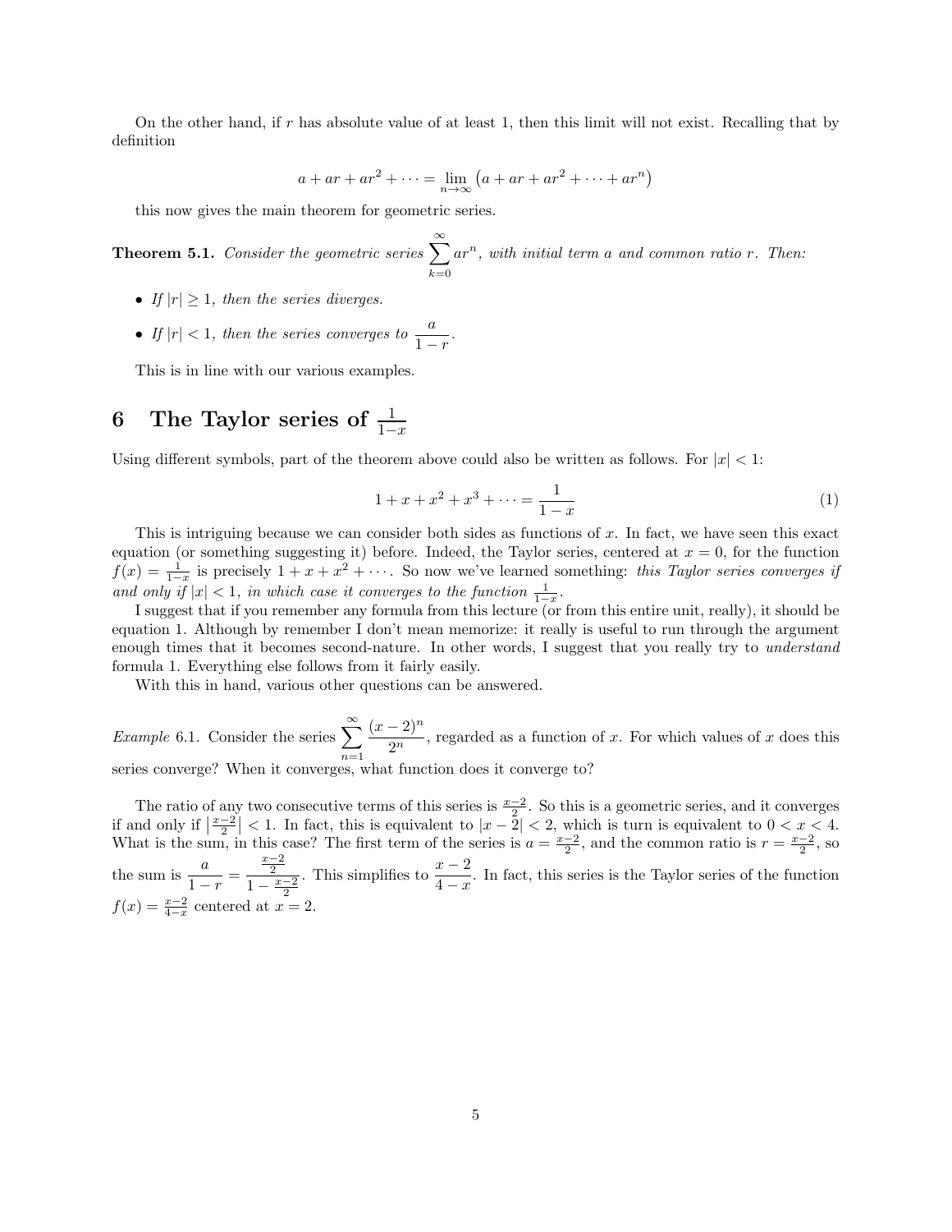On the other hand, if $r$ has absolute value of at least 1, then this limit will not exist. Recalling that by definition

$$a + ar + ar^2 + \cdots = \lim_{n\to\infty} \left(a + ar + ar^2 + \cdots + ar^n\right)$$

this now gives the main theorem for geometric series.

**Theorem 5.1.** *Consider the geometric series* $\sum_{k=0}^{\infty} ar^n$*, with initial term* $a$ *and common ratio* $r$*. Then:*

- *If* $|r| \geq 1$*, then the series diverges.*
- *If* $|r| < 1$*, then the series converges to* $\dfrac{a}{1-r}$*.*

This is in line with our various examples.

# 6 The Taylor series of $\frac{1}{1-x}$

Using different symbols, part of the theorem above could also be written as follows. For $|x| < 1$:

$$1 + x + x^2 + x^3 + \cdots = \frac{1}{1-x} \tag{1}$$

This is intriguing because we can consider both sides as functions of $x$. In fact, we have seen this exact equation (or something suggesting it) before. Indeed, the Taylor series, centered at $x = 0$, for the function $f(x) = \frac{1}{1-x}$ is precisely $1 + x + x^2 + \cdots$. So now we've learned something: *this Taylor series converges if and only if* $|x| < 1$*, in which case it converges to the function* $\frac{1}{1-x}$*.*

I suggest that if you remember any formula from this lecture (or from this entire unit, really), it should be equation 1. Although by remember I don't mean memorize: it really is useful to run through the argument enough times that it becomes second-nature. In other words, I suggest that you really try to *understand* formula 1. Everything else follows from it fairly easily.

With this in hand, various other questions can be answered.

*Example* 6.1. Consider the series $\sum_{n=1}^{\infty} \dfrac{(x-2)^n}{2^n}$, regarded as a function of $x$. For which values of $x$ does this series converge? When it converges, what function does it converge to?

The ratio of any two consecutive terms of this series is $\frac{x-2}{2}$. So this is a geometric series, and it converges if and only if $\left|\frac{x-2}{2}\right| < 1$. In fact, this is equivalent to $|x - 2| < 2$, which is turn is equivalent to $0 < x < 4$. What is the sum, in this case? The first term of the series is $a = \frac{x-2}{2}$, and the common ratio is $r = \frac{x-2}{2}$, so the sum is $\dfrac{a}{1-r} = \dfrac{\frac{x-2}{2}}{1 - \frac{x-2}{2}}$. This simplifies to $\dfrac{x-2}{4-x}$. In fact, this series is the Taylor series of the function $f(x) = \frac{x-2}{4-x}$ centered at $x = 2$.